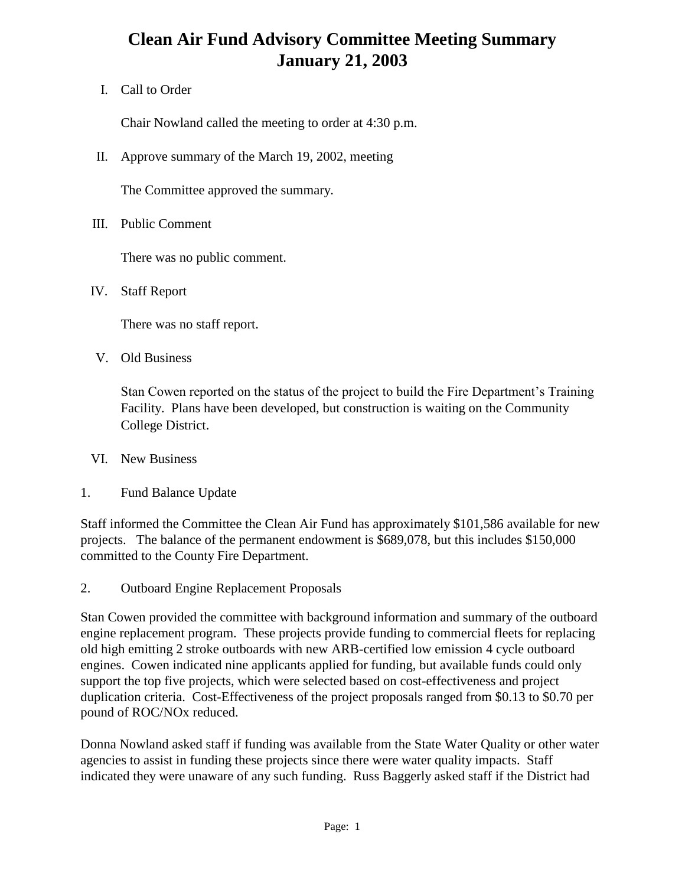# Clean Air Fund Advisory Committee Meeting Summary
# January 21, 2003

I. Call to Order

Chair Nowland called the meeting to order at 4:30 p.m.

II. Approve summary of the March 19, 2002, meeting

The Committee approved the summary.

III. Public Comment

There was no public comment.

IV. Staff Report

There was no staff report.

V. Old Business

Stan Cowen reported on the status of the project to build the Fire Department's Training Facility. Plans have been developed, but construction is waiting on the Community College District.

VI. New Business

1. Fund Balance Update

Staff informed the Committee the Clean Air Fund has approximately $101,586 available for new projects. The balance of the permanent endowment is $689,078, but this includes $150,000 committed to the County Fire Department.

2. Outboard Engine Replacement Proposals

Stan Cowen provided the committee with background information and summary of the outboard engine replacement program. These projects provide funding to commercial fleets for replacing old high emitting 2 stroke outboards with new ARB-certified low emission 4 cycle outboard engines. Cowen indicated nine applicants applied for funding, but available funds could only support the top five projects, which were selected based on cost-effectiveness and project duplication criteria. Cost-Effectiveness of the project proposals ranged from $0.13 to $0.70 per pound of ROC/NOx reduced.

Donna Nowland asked staff if funding was available from the State Water Quality or other water agencies to assist in funding these projects since there were water quality impacts. Staff indicated they were unaware of any such funding. Russ Baggerly asked staff if the District had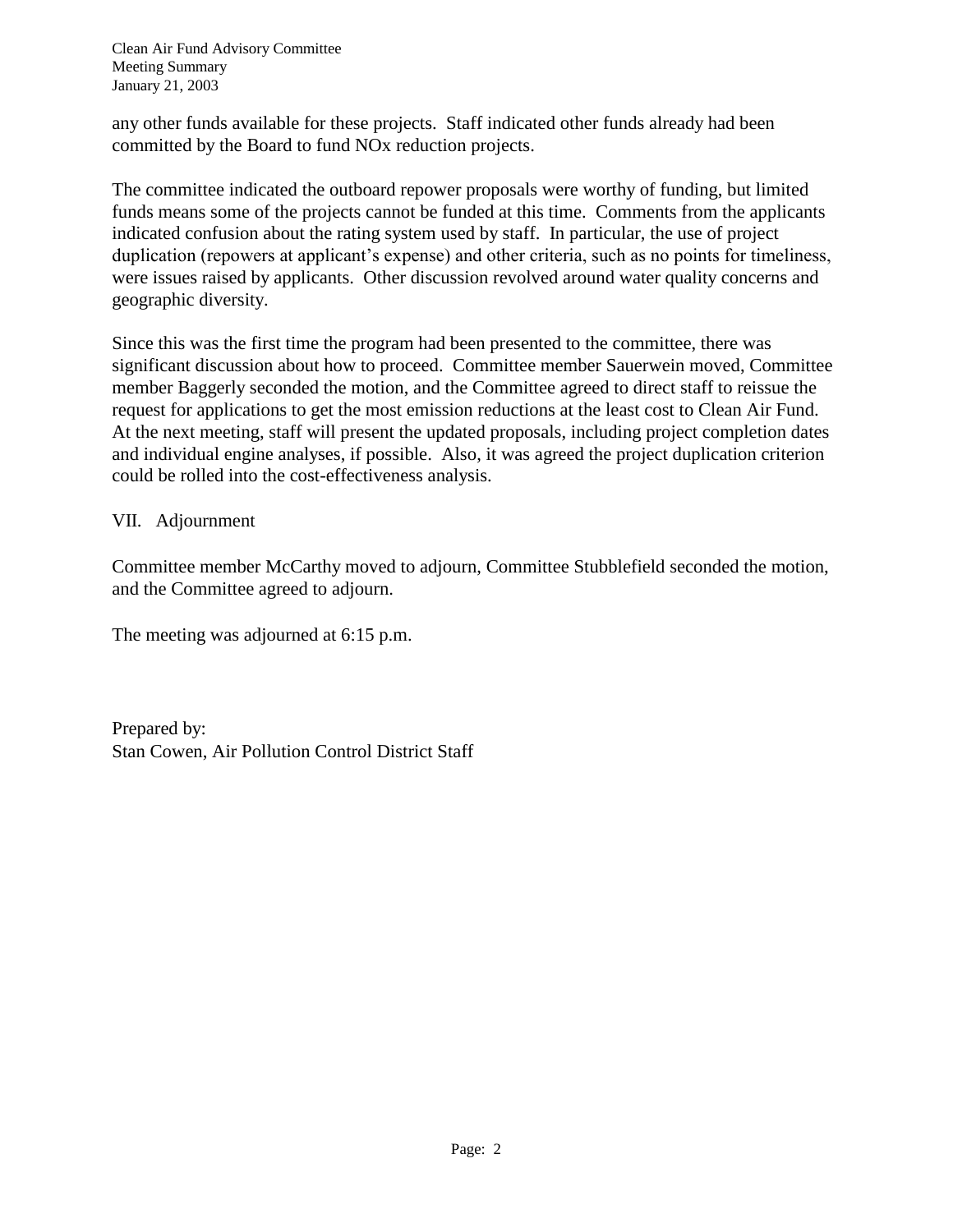any other funds available for these projects. Staff indicated other funds already had been committed by the Board to fund NOx reduction projects.

The committee indicated the outboard repower proposals were worthy of funding, but limited funds means some of the projects cannot be funded at this time. Comments from the applicants indicated confusion about the rating system used by staff. In particular, the use of project duplication (repowers at applicant's expense) and other criteria, such as no points for timeliness, were issues raised by applicants. Other discussion revolved around water quality concerns and geographic diversity.

Since this was the first time the program had been presented to the committee, there was significant discussion about how to proceed. Committee member Sauerwein moved, Committee member Baggerly seconded the motion, and the Committee agreed to direct staff to reissue the request for applications to get the most emission reductions at the least cost to Clean Air Fund. At the next meeting, staff will present the updated proposals, including project completion dates and individual engine analyses, if possible. Also, it was agreed the project duplication criterion could be rolled into the cost-effectiveness analysis.

## VII. Adjournment

Committee member McCarthy moved to adjourn, Committee Stubblefield seconded the motion, and the Committee agreed to adjourn.

The meeting was adjourned at 6:15 p.m.

Prepared by:
Stan Cowen, Air Pollution Control District Staff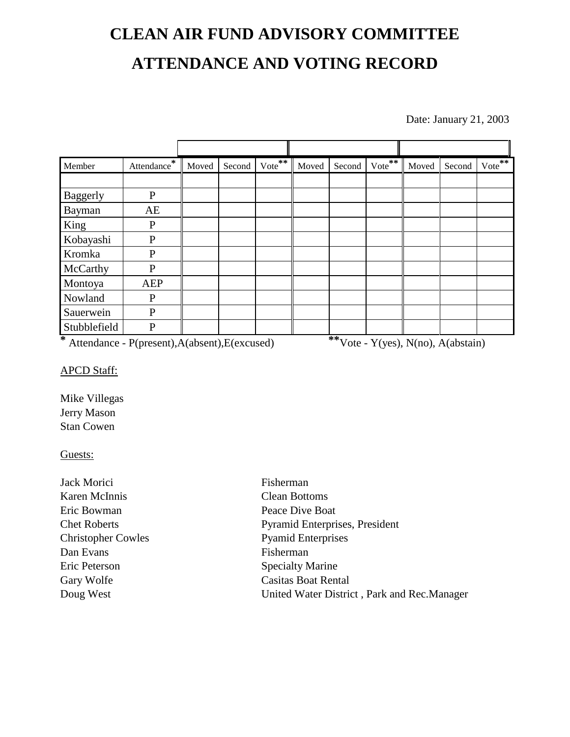# CLEAN AIR FUND ADVISORY COMMITTEE

# ATTENDANCE AND VOTING RECORD

Date: January 21, 2003

| Member | Attendance* | Moved | Second | Vote** | Moved | Second | Vote** | Moved | Second | Vote** |
|---|---|---|---|---|---|---|---|---|---|---|
| | | | | | | | | | | |
| Baggerly | P | | | | | | | | | |
| Bayman | AE | | | | | | | | | |
| King | P | | | | | | | | | |
| Kobayashi | P | | | | | | | | | |
| Kromka | P | | | | | | | | | |
| McCarthy | P | | | | | | | | | |
| Montoya | AEP | | | | | | | | | |
| Nowland | P | | | | | | | | | |
| Sauerwein | P | | | | | | | | | |
| Stubblefield | P | | | | | | | | | |

* Attendance - P(present),A(absent),E(excused)

**Vote - Y(yes), N(no), A(abstain)

APCD Staff:

Mike Villegas
Jerry Mason
Stan Cowen

Guests:

| | |
|---|---|
| Jack Morici | Fisherman |
| Karen McInnis | Clean Bottoms |
| Eric Bowman | Peace Dive Boat |
| Chet Roberts | Pyramid Enterprises, President |
| Christopher Cowles | Pyamid Enterprises |
| Dan Evans | Fisherman |
| Eric Peterson | Specialty Marine |
| Gary Wolfe | Casitas Boat Rental |
| Doug West | United Water District , Park and Rec.Manager |